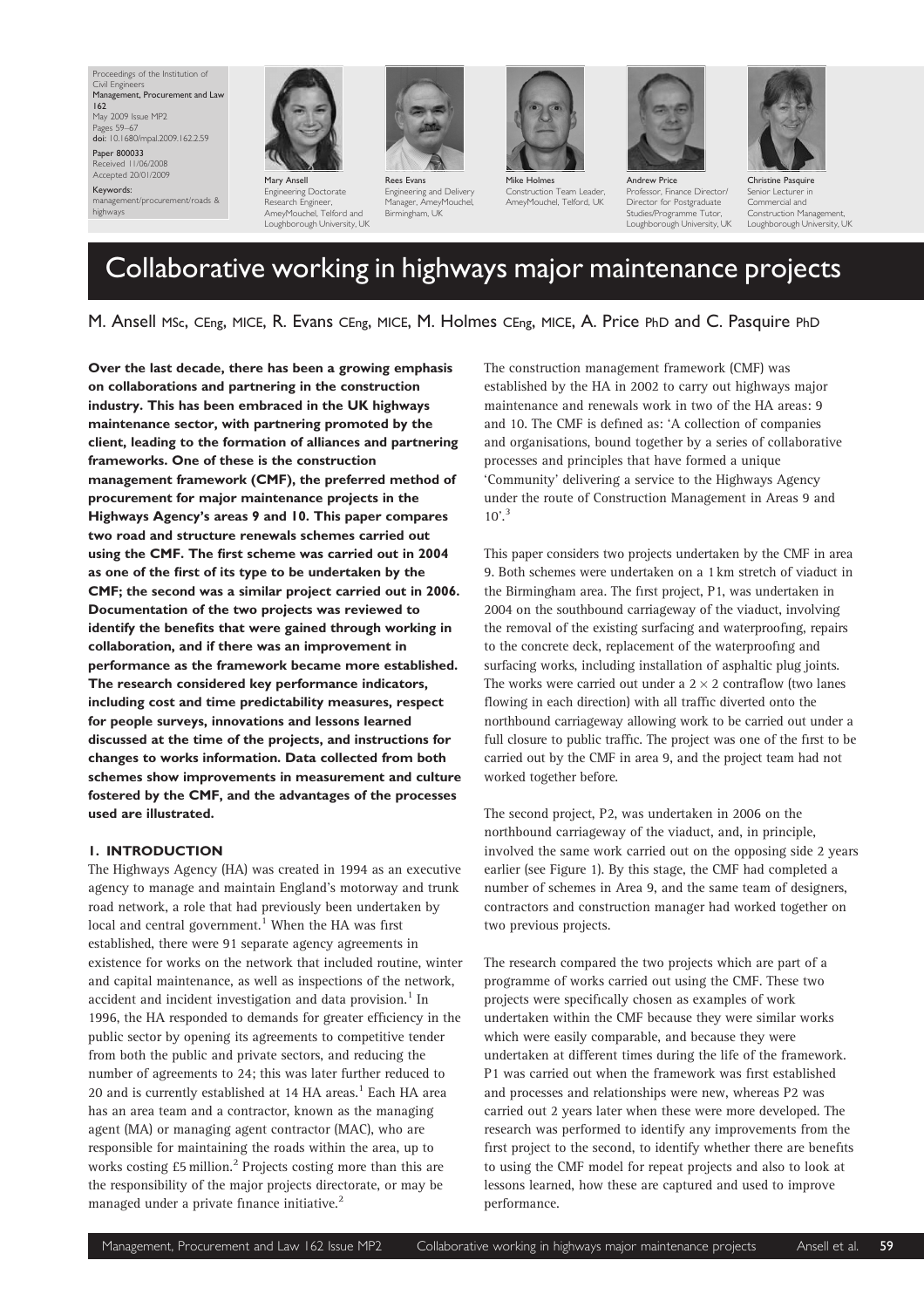Proceedings of the Institution of Civil Engineers
Management, Procurement and Law 162
May 2009 Issue MP2
Pages 59–67
doi: 10.1680/mpal.2009.162.2.59

Paper 800033
Received 11/06/2008
Accepted 20/01/2009

Keywords:
management/procurement/roads & highways

Mary Ansell
Engineering Doctorate Research Engineer, AmeyMouchel, Telford and Loughborough University, UK

Rees Evans
Engineering and Delivery Manager, AmeyMouchel, Birmingham, UK

Mike Holmes
Construction Team Leader, AmeyMouchel, Telford, UK

Andrew Price
Professor, Finance Director/ Director for Postgraduate Studies/Programme Tutor, Loughborough University, UK

Christine Pasquire
Senior Lecturer in Commercial and Construction Management, Loughborough University, UK

# Collaborative working in highways major maintenance projects

M. Ansell MSc, CEng, MICE, R. Evans CEng, MICE, M. Holmes CEng, MICE, A. Price PhD and C. Pasquire PhD

**Over the last decade, there has been a growing emphasis on collaborations and partnering in the construction industry. This has been embraced in the UK highways maintenance sector, with partnering promoted by the client, leading to the formation of alliances and partnering frameworks. One of these is the construction management framework (CMF), the preferred method of procurement for major maintenance projects in the Highways Agency's areas 9 and 10. This paper compares two road and structure renewals schemes carried out using the CMF. The first scheme was carried out in 2004 as one of the first of its type to be undertaken by the CMF; the second was a similar project carried out in 2006. Documentation of the two projects was reviewed to identify the benefits that were gained through working in collaboration, and if there was an improvement in performance as the framework became more established. The research considered key performance indicators, including cost and time predictability measures, respect for people surveys, innovations and lessons learned discussed at the time of the projects, and instructions for changes to works information. Data collected from both schemes show improvements in measurement and culture fostered by the CMF, and the advantages of the processes used are illustrated.**

## 1. INTRODUCTION

The Highways Agency (HA) was created in 1994 as an executive agency to manage and maintain England's motorway and trunk road network, a role that had previously been undertaken by local and central government.[1] When the HA was first established, there were 91 separate agency agreements in existence for works on the network that included routine, winter and capital maintenance, as well as inspections of the network, accident and incident investigation and data provision.[1] In 1996, the HA responded to demands for greater efficiency in the public sector by opening its agreements to competitive tender from both the public and private sectors, and reducing the number of agreements to 24; this was later further reduced to 20 and is currently established at 14 HA areas.[1] Each HA area has an area team and a contractor, known as the managing agent (MA) or managing agent contractor (MAC), who are responsible for maintaining the roads within the area, up to works costing £5 million.[2] Projects costing more than this are the responsibility of the major projects directorate, or may be managed under a private finance initiative.[2]

The construction management framework (CMF) was established by the HA in 2002 to carry out highways major maintenance and renewals work in two of the HA areas: 9 and 10. The CMF is defined as: 'A collection of companies and organisations, bound together by a series of collaborative processes and principles that have formed a unique 'Community' delivering a service to the Highways Agency under the route of Construction Management in Areas 9 and 10'.[3]

This paper considers two projects undertaken by the CMF in area 9. Both schemes were undertaken on a 1 km stretch of viaduct in the Birmingham area. The first project, P1, was undertaken in 2004 on the southbound carriageway of the viaduct, involving the removal of the existing surfacing and waterproofing, repairs to the concrete deck, replacement of the waterproofing and surfacing works, including installation of asphaltic plug joints. The works were carried out under a $2 \times 2$ contraflow (two lanes flowing in each direction) with all traffic diverted onto the northbound carriageway allowing work to be carried out under a full closure to public traffic. The project was one of the first to be carried out by the CMF in area 9, and the project team had not worked together before.

The second project, P2, was undertaken in 2006 on the northbound carriageway of the viaduct, and, in principle, involved the same work carried out on the opposing side 2 years earlier (see Figure 1). By this stage, the CMF had completed a number of schemes in Area 9, and the same team of designers, contractors and construction manager had worked together on two previous projects.

The research compared the two projects which are part of a programme of works carried out using the CMF. These two projects were specifically chosen as examples of work undertaken within the CMF because they were similar works which were easily comparable, and because they were undertaken at different times during the life of the framework. P1 was carried out when the framework was first established and processes and relationships were new, whereas P2 was carried out 2 years later when these were more developed. The research was performed to identify any improvements from the first project to the second, to identify whether there are benefits to using the CMF model for repeat projects and also to look at lessons learned, how these are captured and used to improve performance.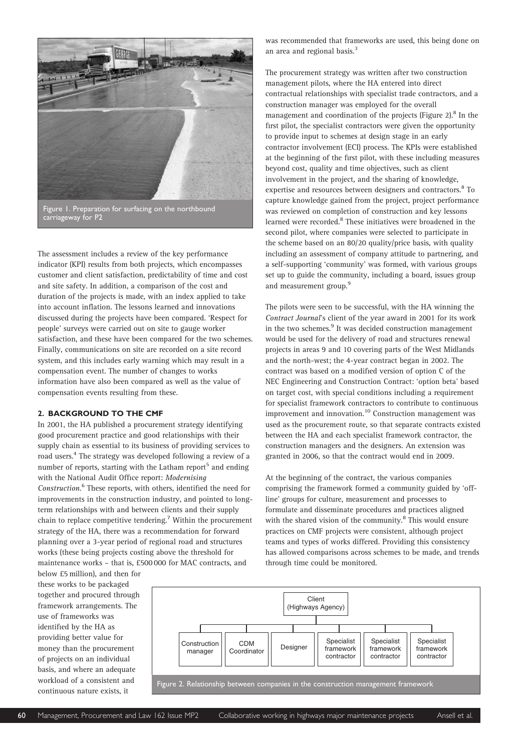Figure 1. Preparation for surfacing on the northbound carriageway for P2

The assessment includes a review of the key performance indicator (KPI) results from both projects, which encompasses customer and client satisfaction, predictability of time and cost and site safety. In addition, a comparison of the cost and duration of the projects is made, with an index applied to take into account inflation. The lessons learned and innovations discussed during the projects have been compared. 'Respect for people' surveys were carried out on site to gauge worker satisfaction, and these have been compared for the two schemes. Finally, communications on site are recorded on a site record system, and this includes early warning which may result in a compensation event. The number of changes to works information have also been compared as well as the value of compensation events resulting from these.

## 2. BACKGROUND TO THE CMF

In 2001, the HA published a procurement strategy identifying good procurement practice and good relationships with their supply chain as essential to its business of providing services to road users.[4] The strategy was developed following a review of a number of reports, starting with the Latham report[5] and ending with the National Audit Office report: *Modernising Construction*.[6] These reports, with others, identified the need for improvements in the construction industry, and pointed to long-term relationships with and between clients and their supply chain to replace competitive tendering.[7] Within the procurement strategy of the HA, there was a recommendation for forward planning over a 3-year period of regional road and structures works (these being projects costing above the threshold for maintenance works – that is, £500 000 for MAC contracts, and below £5 million), and then for these works to be packaged together and procured through framework arrangements. The use of frameworks was identified by the HA as providing better value for money than the procurement of projects on an individual basis, and where an adequate workload of a consistent and continuous nature exists, it was recommended that frameworks are used, this being done on an area and regional basis.[3]

The procurement strategy was written after two construction management pilots, where the HA entered into direct contractual relationships with specialist trade contractors, and a construction manager was employed for the overall management and coordination of the projects (Figure 2).[8] In the first pilot, the specialist contractors were given the opportunity to provide input to schemes at design stage in an early contractor involvement (ECI) process. The KPIs were established at the beginning of the first pilot, with these including measures beyond cost, quality and time objectives, such as client involvement in the project, and the sharing of knowledge, expertise and resources between designers and contractors.[8] To capture knowledge gained from the project, project performance was reviewed on completion of construction and key lessons learned were recorded.[8] These initiatives were broadened in the second pilot, where companies were selected to participate in the scheme based on an 80/20 quality/price basis, with quality including an assessment of company attitude to partnering, and a self-supporting 'community' was formed, with various groups set up to guide the community, including a board, issues group and measurement group.[9]

The pilots were seen to be successful, with the HA winning the *Contract Journal*'s client of the year award in 2001 for its work in the two schemes.[9] It was decided construction management would be used for the delivery of road and structures renewal projects in areas 9 and 10 covering parts of the West Midlands and the north-west; the 4-year contract began in 2002. The contract was based on a modified version of option C of the NEC Engineering and Construction Contract: 'option beta' based on target cost, with special conditions including a requirement for specialist framework contractors to contribute to continuous improvement and innovation.[10] Construction management was used as the procurement route, so that separate contracts existed between the HA and each specialist framework contractor, the construction managers and the designers. An extension was granted in 2006, so that the contract would end in 2009.

At the beginning of the contract, the various companies comprising the framework formed a community guided by 'off-line' groups for culture, measurement and processes to formulate and disseminate procedures and practices aligned with the shared vision of the community.[8] This would ensure practices on CMF projects were consistent, although project teams and types of works differed. Providing this consistency has allowed comparisons across schemes to be made, and trends through time could be monitored.

Client (Highways Agency)

Construction manager | CDM Coordinator | Designer | Specialist framework contractor | Specialist framework contractor | Specialist framework contractor

Figure 2. Relationship between companies in the construction management framework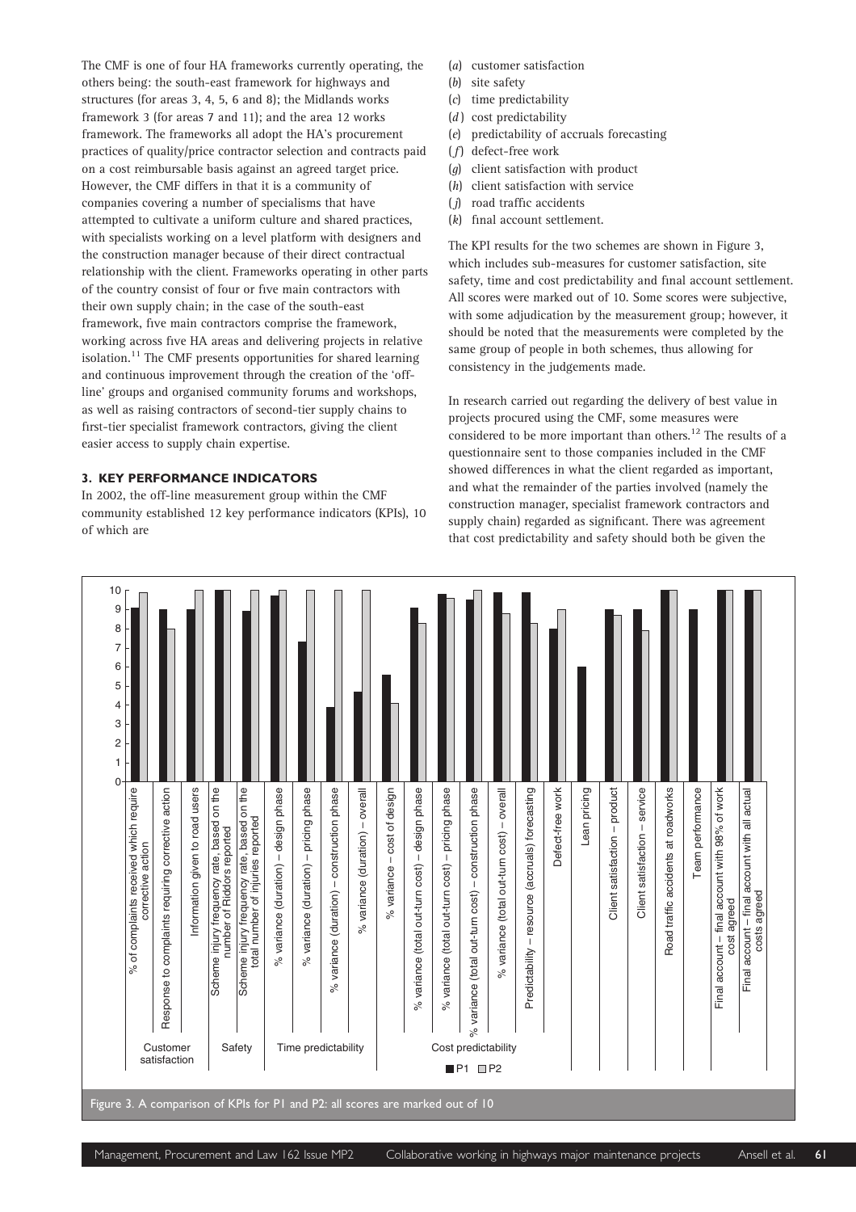The CMF is one of four HA frameworks currently operating, the others being: the south-east framework for highways and structures (for areas 3, 4, 5, 6 and 8); the Midlands works framework 3 (for areas 7 and 11); and the area 12 works framework. The frameworks all adopt the HA's procurement practices of quality/price contractor selection and contracts paid on a cost reimbursable basis against an agreed target price. However, the CMF differs in that it is a community of companies covering a number of specialisms that have attempted to cultivate a uniform culture and shared practices, with specialists working on a level platform with designers and the construction manager because of their direct contractual relationship with the client. Frameworks operating in other parts of the country consist of four or five main contractors with their own supply chain; in the case of the south-east framework, five main contractors comprise the framework, working across five HA areas and delivering projects in relative isolation.[11] The CMF presents opportunities for shared learning and continuous improvement through the creation of the 'off-line' groups and organised community forums and workshops, as well as raising contractors of second-tier supply chains to first-tier specialist framework contractors, giving the client easier access to supply chain expertise.

## 3. KEY PERFORMANCE INDICATORS

In 2002, the off-line measurement group within the CMF community established 12 key performance indicators (KPIs), 10 of which are

(*a*) customer satisfaction
(*b*) site safety
(*c*) time predictability
(*d*) cost predictability
(*e*) predictability of accruals forecasting
(*f*) defect-free work
(*g*) client satisfaction with product
(*h*) client satisfaction with service
(*j*) road traffic accidents
(*k*) final account settlement.

The KPI results for the two schemes are shown in Figure 3, which includes sub-measures for customer satisfaction, site safety, time and cost predictability and final account settlement. All scores were marked out of 10. Some scores were subjective, with some adjudication by the measurement group; however, it should be noted that the measurements were completed by the same group of people in both schemes, thus allowing for consistency in the judgements made.

In research carried out regarding the delivery of best value in projects procured using the CMF, some measures were considered to be more important than others.[12] The results of a questionnaire sent to those companies included in the CMF showed differences in what the client regarded as important, and what the remainder of the parties involved (namely the construction manager, specialist framework contractors and supply chain) regarded as significant. There was agreement that cost predictability and safety should both be given the

Figure 3. A comparison of KPIs for P1 and P2: all scores are marked out of 10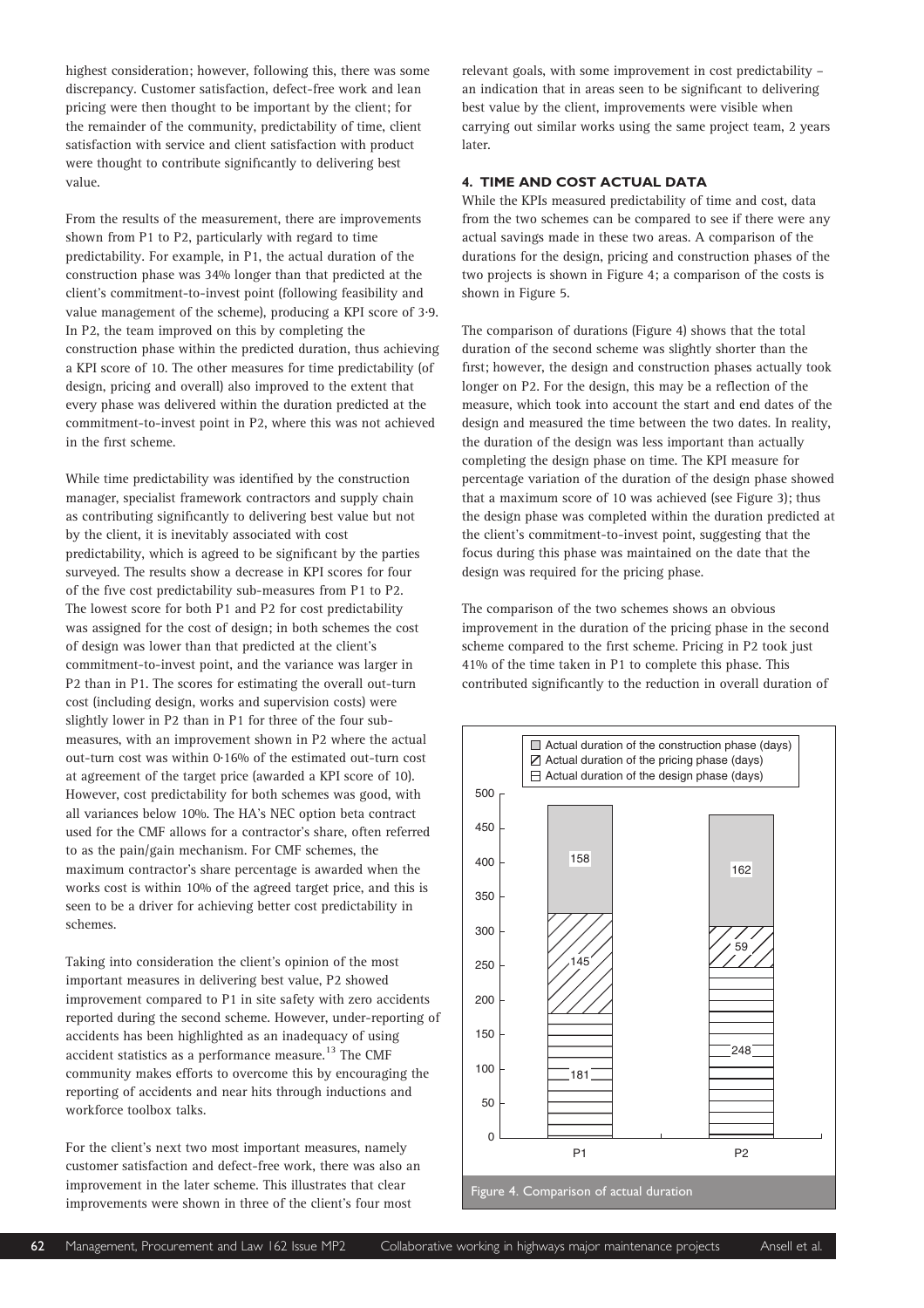highest consideration; however, following this, there was some discrepancy. Customer satisfaction, defect-free work and lean pricing were then thought to be important by the client; for the remainder of the community, predictability of time, client satisfaction with service and client satisfaction with product were thought to contribute significantly to delivering best value.

From the results of the measurement, there are improvements shown from P1 to P2, particularly with regard to time predictability. For example, in P1, the actual duration of the construction phase was 34% longer than that predicted at the client's commitment-to-invest point (following feasibility and value management of the scheme), producing a KPI score of 3·9. In P2, the team improved on this by completing the construction phase within the predicted duration, thus achieving a KPI score of 10. The other measures for time predictability (of design, pricing and overall) also improved to the extent that every phase was delivered within the duration predicted at the commitment-to-invest point in P2, where this was not achieved in the first scheme.

While time predictability was identified by the construction manager, specialist framework contractors and supply chain as contributing significantly to delivering best value but not by the client, it is inevitably associated with cost predictability, which is agreed to be significant by the parties surveyed. The results show a decrease in KPI scores for four of the five cost predictability sub-measures from P1 to P2. The lowest score for both P1 and P2 for cost predictability was assigned for the cost of design; in both schemes the cost of design was lower than that predicted at the client's commitment-to-invest point, and the variance was larger in P2 than in P1. The scores for estimating the overall out-turn cost (including design, works and supervision costs) were slightly lower in P2 than in P1 for three of the four sub-measures, with an improvement shown in P2 where the actual out-turn cost was within 0·16% of the estimated out-turn cost at agreement of the target price (awarded a KPI score of 10). However, cost predictability for both schemes was good, with all variances below 10%. The HA's NEC option beta contract used for the CMF allows for a contractor's share, often referred to as the pain/gain mechanism. For CMF schemes, the maximum contractor's share percentage is awarded when the works cost is within 10% of the agreed target price, and this is seen to be a driver for achieving better cost predictability in schemes.

Taking into consideration the client's opinion of the most important measures in delivering best value, P2 showed improvement compared to P1 in site safety with zero accidents reported during the second scheme. However, under-reporting of accidents has been highlighted as an inadequacy of using accident statistics as a performance measure.[13] The CMF community makes efforts to overcome this by encouraging the reporting of accidents and near hits through inductions and workforce toolbox talks.

For the client's next two most important measures, namely customer satisfaction and defect-free work, there was also an improvement in the later scheme. This illustrates that clear improvements were shown in three of the client's four most relevant goals, with some improvement in cost predictability – an indication that in areas seen to be significant to delivering best value by the client, improvements were visible when carrying out similar works using the same project team, 2 years later.

## 4. TIME AND COST ACTUAL DATA

While the KPIs measured predictability of time and cost, data from the two schemes can be compared to see if there were any actual savings made in these two areas. A comparison of the durations for the design, pricing and construction phases of the two projects is shown in Figure 4; a comparison of the costs is shown in Figure 5.

The comparison of durations (Figure 4) shows that the total duration of the second scheme was slightly shorter than the first; however, the design and construction phases actually took longer on P2. For the design, this may be a reflection of the measure, which took into account the start and end dates of the design and measured the time between the two dates. In reality, the duration of the design was less important than actually completing the design phase on time. The KPI measure for percentage variation of the duration of the design phase showed that a maximum score of 10 was achieved (see Figure 3); thus the design phase was completed within the duration predicted at the client's commitment-to-invest point, suggesting that the focus during this phase was maintained on the date that the design was required for the pricing phase.

The comparison of the two schemes shows an obvious improvement in the duration of the pricing phase in the second scheme compared to the first scheme. Pricing in P2 took just 41% of the time taken in P1 to complete this phase. This contributed significantly to the reduction in overall duration of

| | P1 | P2 |
|---|---|---|
| Actual duration of the construction phase (days) | 158 | 162 |
| Actual duration of the pricing phase (days) | 145 | 59 |
| Actual duration of the design phase (days) | 181 | 248 |

Figure 4. Comparison of actual duration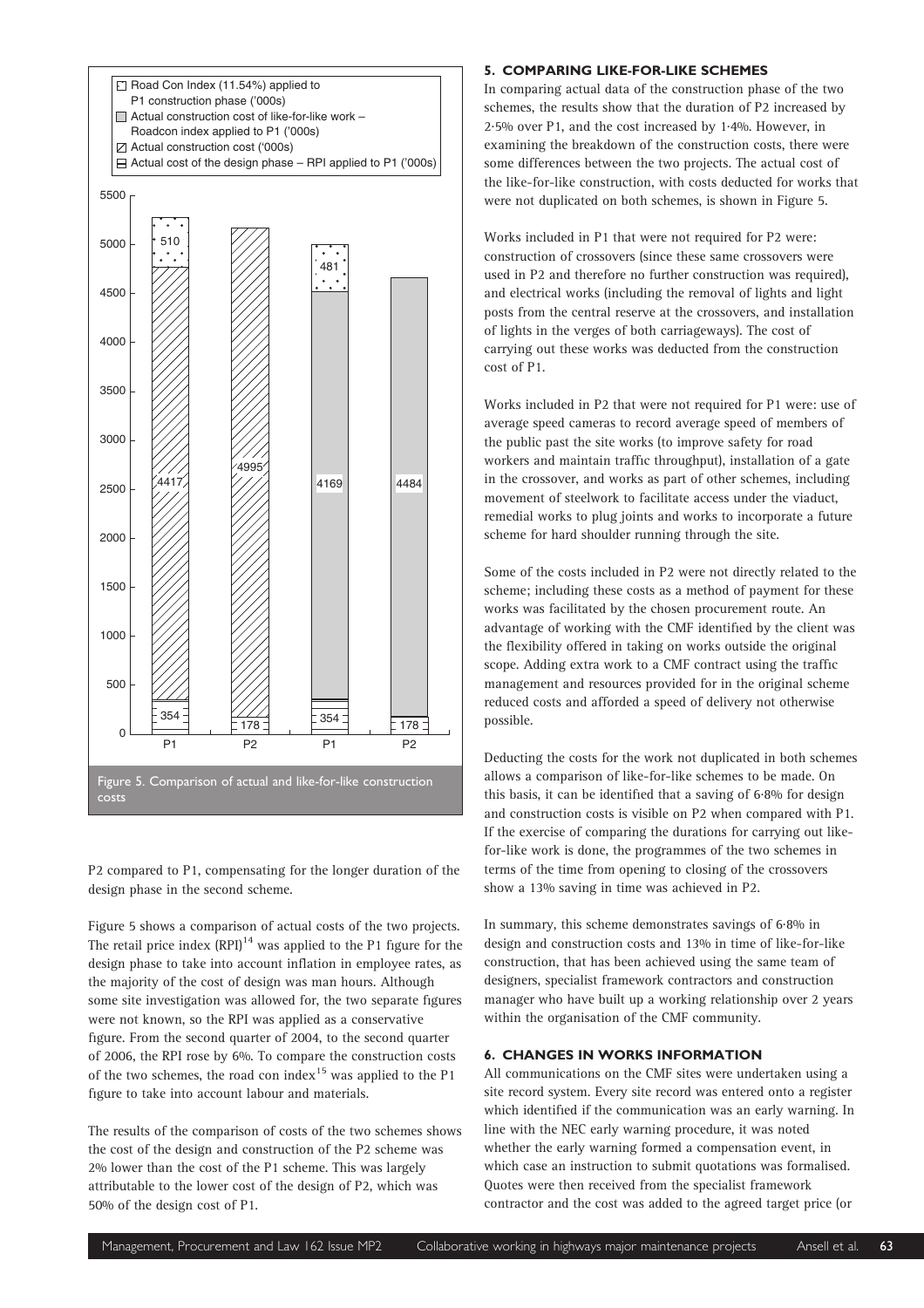Figure 5. Comparison of actual and like-for-like construction costs

P2 compared to P1, compensating for the longer duration of the design phase in the second scheme.

Figure 5 shows a comparison of actual costs of the two projects. The retail price index (RPI)[14] was applied to the P1 figure for the design phase to take into account inflation in employee rates, as the majority of the cost of design was man hours. Although some site investigation was allowed for, the two separate figures were not known, so the RPI was applied as a conservative figure. From the second quarter of 2004, to the second quarter of 2006, the RPI rose by 6%. To compare the construction costs of the two schemes, the road con index[15] was applied to the P1 figure to take into account labour and materials.

The results of the comparison of costs of the two schemes shows the cost of the design and construction of the P2 scheme was 2% lower than the cost of the P1 scheme. This was largely attributable to the lower cost of the design of P2, which was 50% of the design cost of P1.

## 5. COMPARING LIKE-FOR-LIKE SCHEMES

In comparing actual data of the construction phase of the two schemes, the results show that the duration of P2 increased by 2·5% over P1, and the cost increased by 1·4%. However, in examining the breakdown of the construction costs, there were some differences between the two projects. The actual cost of the like-for-like construction, with costs deducted for works that were not duplicated on both schemes, is shown in Figure 5.

Works included in P1 that were not required for P2 were: construction of crossovers (since these same crossovers were used in P2 and therefore no further construction was required), and electrical works (including the removal of lights and light posts from the central reserve at the crossovers, and installation of lights in the verges of both carriageways). The cost of carrying out these works was deducted from the construction cost of P1.

Works included in P2 that were not required for P1 were: use of average speed cameras to record average speed of members of the public past the site works (to improve safety for road workers and maintain traffic throughput), installation of a gate in the crossover, and works as part of other schemes, including movement of steelwork to facilitate access under the viaduct, remedial works to plug joints and works to incorporate a future scheme for hard shoulder running through the site.

Some of the costs included in P2 were not directly related to the scheme; including these costs as a method of payment for these works was facilitated by the chosen procurement route. An advantage of working with the CMF identified by the client was the flexibility offered in taking on works outside the original scope. Adding extra work to a CMF contract using the traffic management and resources provided for in the original scheme reduced costs and afforded a speed of delivery not otherwise possible.

Deducting the costs for the work not duplicated in both schemes allows a comparison of like-for-like schemes to be made. On this basis, it can be identified that a saving of 6·8% for design and construction costs is visible on P2 when compared with P1. If the exercise of comparing the durations for carrying out like-for-like work is done, the programmes of the two schemes in terms of the time from opening to closing of the crossovers show a 13% saving in time was achieved in P2.

In summary, this scheme demonstrates savings of 6·8% in design and construction costs and 13% in time of like-for-like construction, that has been achieved using the same team of designers, specialist framework contractors and construction manager who have built up a working relationship over 2 years within the organisation of the CMF community.

## 6. CHANGES IN WORKS INFORMATION

All communications on the CMF sites were undertaken using a site record system. Every site record was entered onto a register which identified if the communication was an early warning. In line with the NEC early warning procedure, it was noted whether the early warning formed a compensation event, in which case an instruction to submit quotations was formalised. Quotes were then received from the specialist framework contractor and the cost was added to the agreed target price (or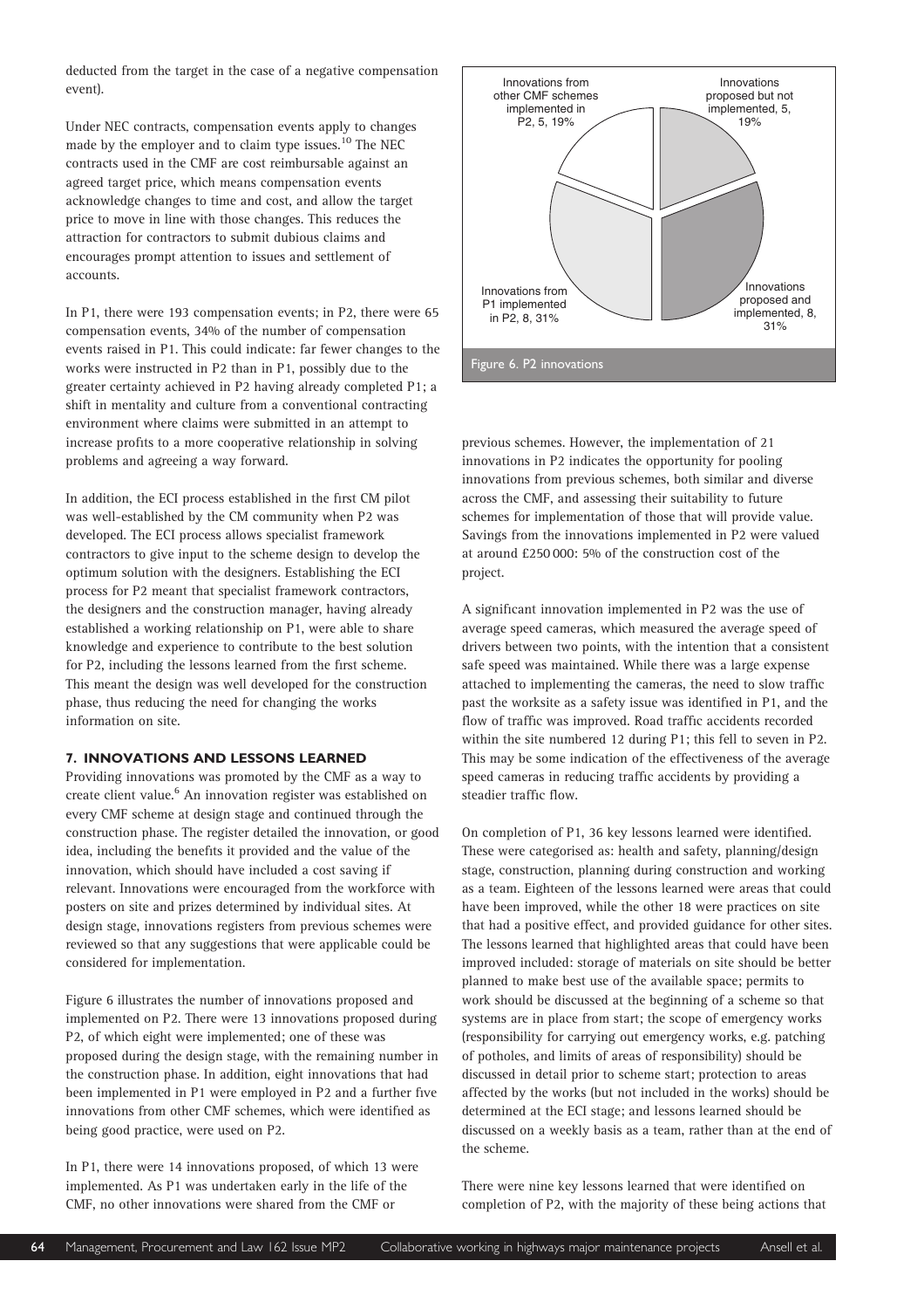deducted from the target in the case of a negative compensation event).

Under NEC contracts, compensation events apply to changes made by the employer and to claim type issues.[10] The NEC contracts used in the CMF are cost reimbursable against an agreed target price, which means compensation events acknowledge changes to time and cost, and allow the target price to move in line with those changes. This reduces the attraction for contractors to submit dubious claims and encourages prompt attention to issues and settlement of accounts.

In P1, there were 193 compensation events; in P2, there were 65 compensation events, 34% of the number of compensation events raised in P1. This could indicate: far fewer changes to the works were instructed in P2 than in P1, possibly due to the greater certainty achieved in P2 having already completed P1; a shift in mentality and culture from a conventional contracting environment where claims were submitted in an attempt to increase profits to a more cooperative relationship in solving problems and agreeing a way forward.

In addition, the ECI process established in the first CM pilot was well-established by the CM community when P2 was developed. The ECI process allows specialist framework contractors to give input to the scheme design to develop the optimum solution with the designers. Establishing the ECI process for P2 meant that specialist framework contractors, the designers and the construction manager, having already established a working relationship on P1, were able to share knowledge and experience to contribute to the best solution for P2, including the lessons learned from the first scheme. This meant the design was well developed for the construction phase, thus reducing the need for changing the works information on site.

## 7. INNOVATIONS AND LESSONS LEARNED

Providing innovations was promoted by the CMF as a way to create client value.[6] An innovation register was established on every CMF scheme at design stage and continued through the construction phase. The register detailed the innovation, or good idea, including the benefits it provided and the value of the innovation, which should have included a cost saving if relevant. Innovations were encouraged from the workforce with posters on site and prizes determined by individual sites. At design stage, innovations registers from previous schemes were reviewed so that any suggestions that were applicable could be considered for implementation.

Figure 6 illustrates the number of innovations proposed and implemented on P2. There were 13 innovations proposed during P2, of which eight were implemented; one of these was proposed during the design stage, with the remaining number in the construction phase. In addition, eight innovations that had been implemented in P1 were employed in P2 and a further five innovations from other CMF schemes, which were identified as being good practice, were used on P2.

In P1, there were 14 innovations proposed, of which 13 were implemented. As P1 was undertaken early in the life of the CMF, no other innovations were shared from the CMF or previous schemes. However, the implementation of 21 innovations in P2 indicates the opportunity for pooling innovations from previous schemes, both similar and diverse across the CMF, and assessing their suitability to future schemes for implementation of those that will provide value. Savings from the innovations implemented in P2 were valued at around £250 000: 5% of the construction cost of the project.

| Category | Number | Percentage |
|---|---|---|
| Innovations proposed but not implemented | 5 | 19% |
| Innovations proposed and implemented | 8 | 31% |
| Innovations from P1 implemented in P2 | 8 | 31% |
| Innovations from other CMF schemes implemented in P2 | 5 | 19% |

Figure 6. P2 innovations

A significant innovation implemented in P2 was the use of average speed cameras, which measured the average speed of drivers between two points, with the intention that a consistent safe speed was maintained. While there was a large expense attached to implementing the cameras, the need to slow traffic past the worksite as a safety issue was identified in P1, and the flow of traffic was improved. Road traffic accidents recorded within the site numbered 12 during P1; this fell to seven in P2. This may be some indication of the effectiveness of the average speed cameras in reducing traffic accidents by providing a steadier traffic flow.

On completion of P1, 36 key lessons learned were identified. These were categorised as: health and safety, planning/design stage, construction, planning during construction and working as a team. Eighteen of the lessons learned were areas that could have been improved, while the other 18 were practices on site that had a positive effect, and provided guidance for other sites. The lessons learned that highlighted areas that could have been improved included: storage of materials on site should be better planned to make best use of the available space; permits to work should be discussed at the beginning of a scheme so that systems are in place from start; the scope of emergency works (responsibility for carrying out emergency works, e.g. patching of potholes, and limits of areas of responsibility) should be discussed in detail prior to scheme start; protection to areas affected by the works (but not included in the works) should be determined at the ECI stage; and lessons learned should be discussed on a weekly basis as a team, rather than at the end of the scheme.

There were nine key lessons learned that were identified on completion of P2, with the majority of these being actions that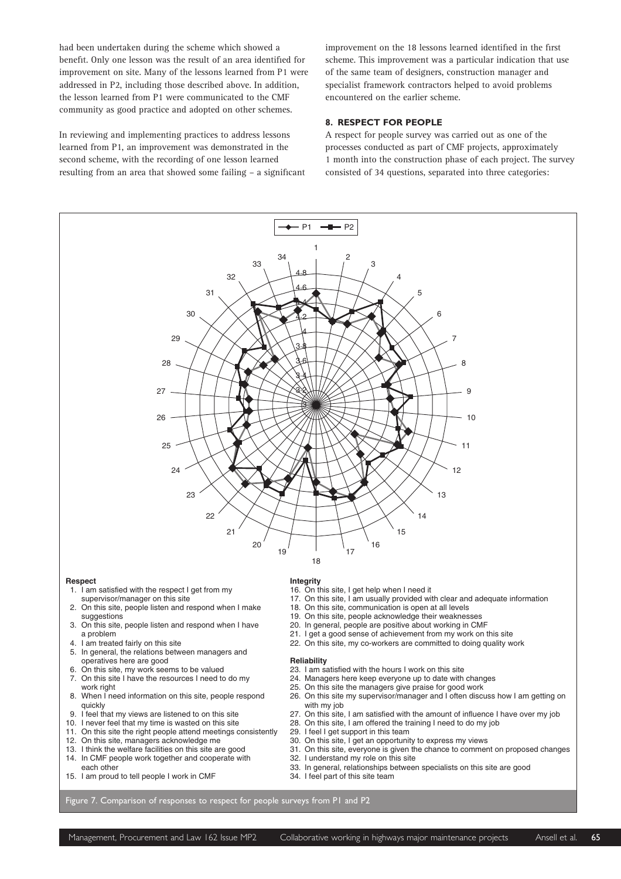had been undertaken during the scheme which showed a benefit. Only one lesson was the result of an area identified for improvement on site. Many of the lessons learned from P1 were addressed in P2, including those described above. In addition, the lesson learned from P1 were communicated to the CMF community as good practice and adopted on other schemes.

In reviewing and implementing practices to address lessons learned from P1, an improvement was demonstrated in the second scheme, with the recording of one lesson learned resulting from an area that showed some failing – a significant improvement on the 18 lessons learned identified in the first scheme. This improvement was a particular indication that use of the same team of designers, construction manager and specialist framework contractors helped to avoid problems encountered on the earlier scheme.

## 8. RESPECT FOR PEOPLE

A respect for people survey was carried out as one of the processes conducted as part of CMF projects, approximately 1 month into the construction phase of each project. The survey consisted of 34 questions, separated into three categories:

**Respect**

1. I am satisfied with the respect I get from my supervisor/manager on this site
2. On this site, people listen and respond when I make suggestions
3. On this site, people listen and respond when I have a problem
4. I am treated fairly on this site
5. In general, the relations between managers and operatives here are good
6. On this site, my work seems to be valued
7. On this site I have the resources I need to do my work right
8. When I need information on this site, people respond quickly
9. I feel that my views are listened to on this site
10. I never feel that my time is wasted on this site
11. On this site the right people attend meetings consistently
12. On this site, managers acknowledge me
13. I think the welfare facilities on this site are good
14. In CMF people work together and cooperate with each other
15. I am proud to tell people I work in CMF

**Integrity**

16. On this site, I get help when I need it
17. On this site, I am usually provided with clear and adequate information
18. On this site, communication is open at all levels
19. On this site, people acknowledge their weaknesses
20. In general, people are positive about working in CMF
21. I get a good sense of achievement from my work on this site
22. On this site, my co-workers are committed to doing quality work

**Reliability**

23. I am satisfied with the hours I work on this site
24. Managers here keep everyone up to date with changes
25. On this site the managers give praise for good work
26. On this site my supervisor/manager and I often discuss how I am getting on with my job
27. On this site, I am satisfied with the amount of influence I have over my job
28. On this site, I am offered the training I need to do my job
29. I feel I get support in this team
30. On this site, I get an opportunity to express my views
31. On this site, everyone is given the chance to comment on proposed changes
32. I understand my role on this site
33. In general, relationships between specialists on this site are good
34. I feel part of this site team

Figure 7. Comparison of responses to respect for people surveys from P1 and P2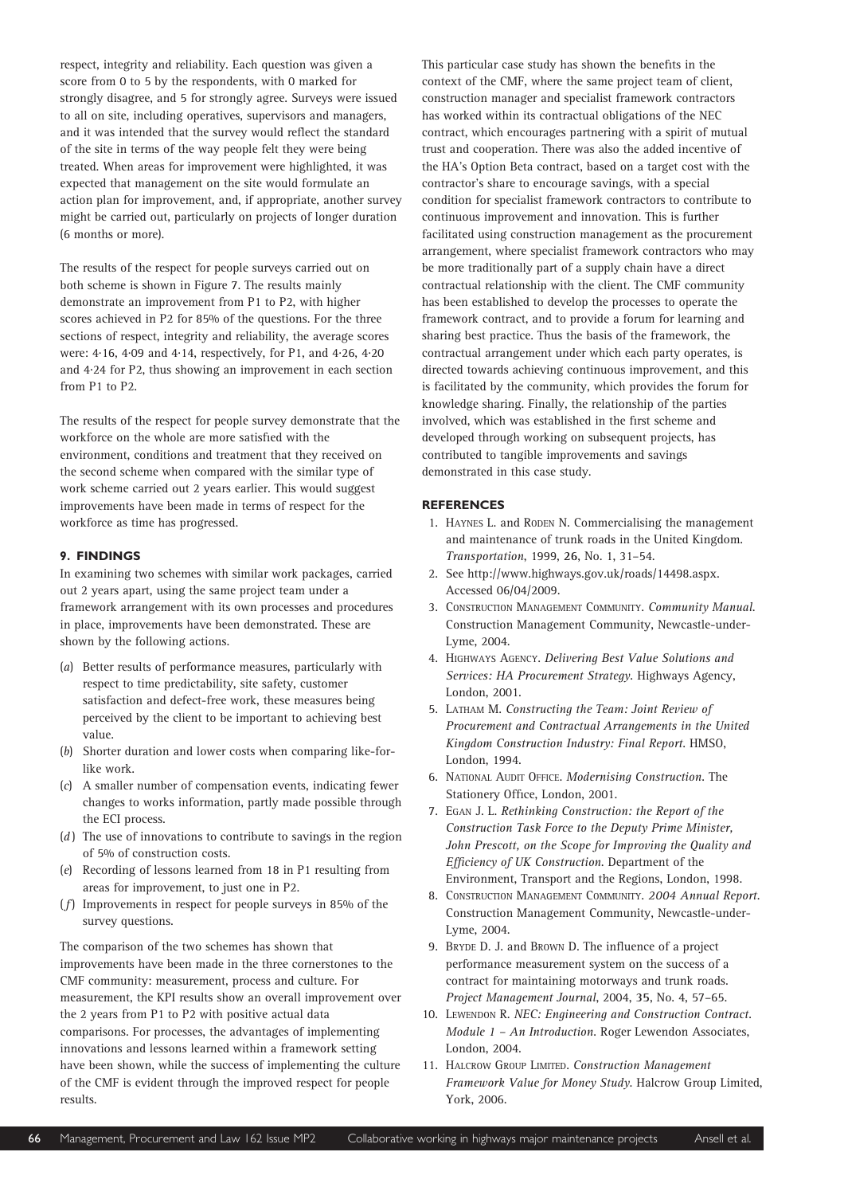respect, integrity and reliability. Each question was given a score from 0 to 5 by the respondents, with 0 marked for strongly disagree, and 5 for strongly agree. Surveys were issued to all on site, including operatives, supervisors and managers, and it was intended that the survey would reflect the standard of the site in terms of the way people felt they were being treated. When areas for improvement were highlighted, it was expected that management on the site would formulate an action plan for improvement, and, if appropriate, another survey might be carried out, particularly on projects of longer duration (6 months or more).

The results of the respect for people surveys carried out on both scheme is shown in Figure 7. The results mainly demonstrate an improvement from P1 to P2, with higher scores achieved in P2 for 85% of the questions. For the three sections of respect, integrity and reliability, the average scores were: 4·16, 4·09 and 4·14, respectively, for P1, and 4·26, 4·20 and 4·24 for P2, thus showing an improvement in each section from P1 to P2.

The results of the respect for people survey demonstrate that the workforce on the whole are more satisfied with the environment, conditions and treatment that they received on the second scheme when compared with the similar type of work scheme carried out 2 years earlier. This would suggest improvements have been made in terms of respect for the workforce as time has progressed.

## 9. FINDINGS

In examining two schemes with similar work packages, carried out 2 years apart, using the same project team under a framework arrangement with its own processes and procedures in place, improvements have been demonstrated. These are shown by the following actions.

(*a*) Better results of performance measures, particularly with respect to time predictability, site safety, customer satisfaction and defect-free work, these measures being perceived by the client to be important to achieving best value.

(*b*) Shorter duration and lower costs when comparing like-for-like work.

(*c*) A smaller number of compensation events, indicating fewer changes to works information, partly made possible through the ECI process.

(*d*) The use of innovations to contribute to savings in the region of 5% of construction costs.

(*e*) Recording of lessons learned from 18 in P1 resulting from areas for improvement, to just one in P2.

(*f*) Improvements in respect for people surveys in 85% of the survey questions.

The comparison of the two schemes has shown that improvements have been made in the three cornerstones to the CMF community: measurement, process and culture. For measurement, the KPI results show an overall improvement over the 2 years from P1 to P2 with positive actual data comparisons. For processes, the advantages of implementing innovations and lessons learned within a framework setting have been shown, while the success of implementing the culture of the CMF is evident through the improved respect for people results.

This particular case study has shown the benefits in the context of the CMF, where the same project team of client, construction manager and specialist framework contractors has worked within its contractual obligations of the NEC contract, which encourages partnering with a spirit of mutual trust and cooperation. There was also the added incentive of the HA's Option Beta contract, based on a target cost with the contractor's share to encourage savings, with a special condition for specialist framework contractors to contribute to continuous improvement and innovation. This is further facilitated using construction management as the procurement arrangement, where specialist framework contractors who may be more traditionally part of a supply chain have a direct contractual relationship with the client. The CMF community has been established to develop the processes to operate the framework contract, and to provide a forum for learning and sharing best practice. Thus the basis of the framework, the contractual arrangement under which each party operates, is directed towards achieving continuous improvement, and this is facilitated by the community, which provides the forum for knowledge sharing. Finally, the relationship of the parties involved, which was established in the first scheme and developed through working on subsequent projects, has contributed to tangible improvements and savings demonstrated in this case study.

## REFERENCES

1. Haynes L. and Roden N. Commercialising the management and maintenance of trunk roads in the United Kingdom. *Transportation*, 1999, **26**, No. 1, 31–54.
2. See http://www.highways.gov.uk/roads/14498.aspx. Accessed 06/04/2009.
3. Construction Management Community. *Community Manual*. Construction Management Community, Newcastle-under-Lyme, 2004.
4. Highways Agency. *Delivering Best Value Solutions and Services: HA Procurement Strategy*. Highways Agency, London, 2001.
5. Latham M. *Constructing the Team: Joint Review of Procurement and Contractual Arrangements in the United Kingdom Construction Industry: Final Report*. HMSO, London, 1994.
6. National Audit Office. *Modernising Construction*. The Stationery Office, London, 2001.
7. Egan J. L. *Rethinking Construction: the Report of the Construction Task Force to the Deputy Prime Minister, John Prescott, on the Scope for Improving the Quality and Efficiency of UK Construction*. Department of the Environment, Transport and the Regions, London, 1998.
8. Construction Management Community. *2004 Annual Report*. Construction Management Community, Newcastle-under-Lyme, 2004.
9. Bryde D. J. and Brown D. The influence of a project performance measurement system on the success of a contract for maintaining motorways and trunk roads. *Project Management Journal*, 2004, **35**, No. 4, 57–65.
10. Lewendon R. *NEC: Engineering and Construction Contract. Module 1 – An Introduction*. Roger Lewendon Associates, London, 2004.
11. Halcrow Group Limited. *Construction Management Framework Value for Money Study*. Halcrow Group Limited, York, 2006.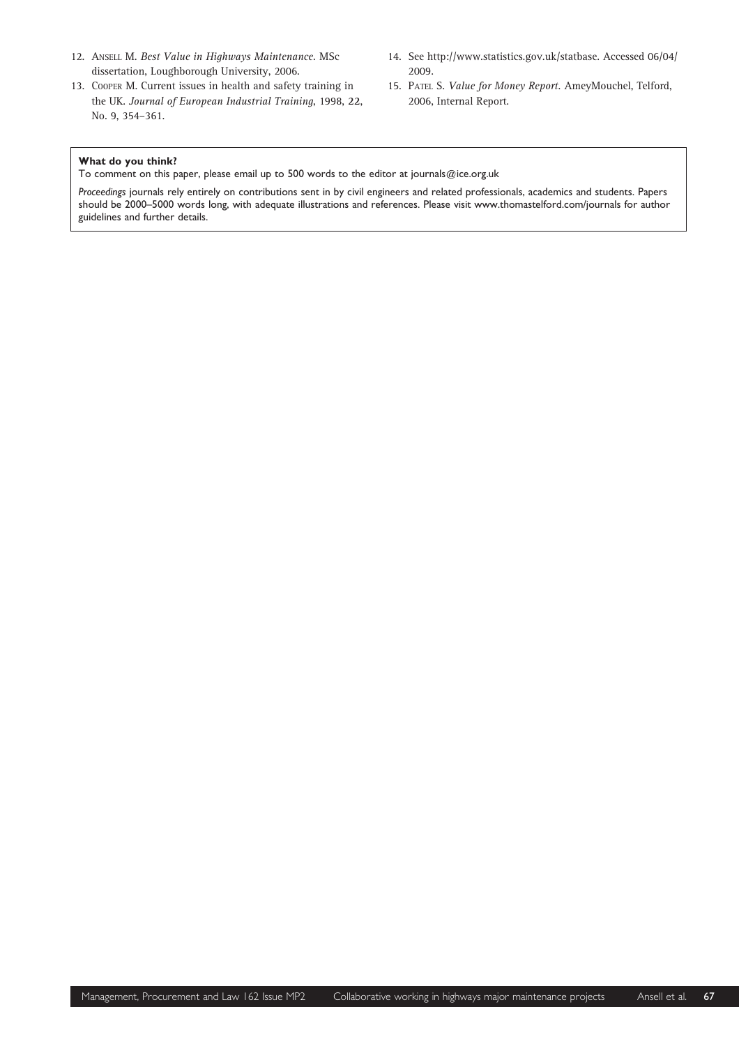12. Ansell M. *Best Value in Highways Maintenance*. MSc dissertation, Loughborough University, 2006.
13. Cooper M. Current issues in health and safety training in the UK. *Journal of European Industrial Training*, 1998, **22**, No. 9, 354–361.
14. See http://www.statistics.gov.uk/statbase. Accessed 06/04/2009.
15. Patel S. *Value for Money Report*. AmeyMouchel, Telford, 2006, Internal Report.

**What do you think?**

To comment on this paper, please email up to 500 words to the editor at journals@ice.org.uk

*Proceedings* journals rely entirely on contributions sent in by civil engineers and related professionals, academics and students. Papers should be 2000–5000 words long, with adequate illustrations and references. Please visit www.thomastelford.com/journals for author guidelines and further details.